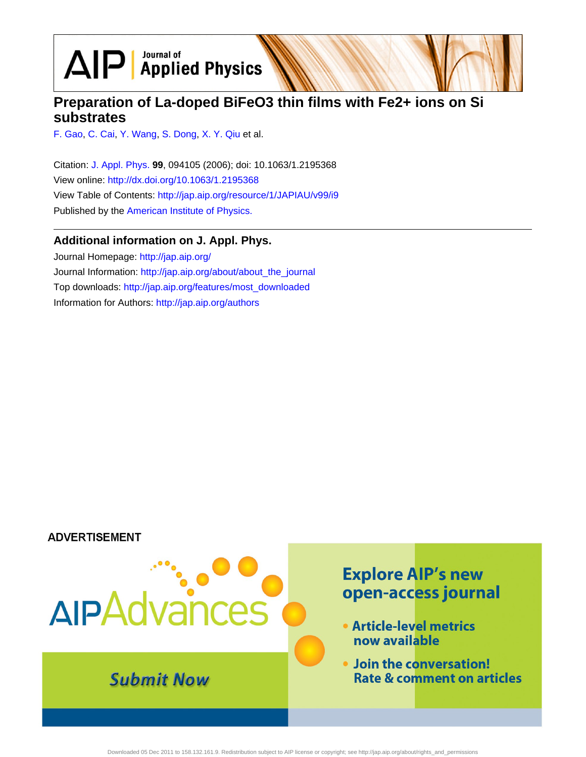# Preparation of La-doped BiFeO3 thin films with Fe2+ ions on Si substrates

F. Gao, C. Cai, Y. Wang, S. Dong, X. Y. Qiu et al.

Citation: J. Appl. Phys. **99**, 094105 (2006); doi: 10.1063/1.2195368

View online: http://dx.doi.org/10.1063/1.2195368

View Table of Contents: http://jap.aip.org/resource/1/JAPIAU/v99/i9

Published by the American Institute of Physics.

## Additional information on J. Appl. Phys.

Journal Homepage: http://jap.aip.org/

Journal Information: http://jap.aip.org/about/about_the_journal

Top downloads: http://jap.aip.org/features/most_downloaded

Information for Authors: http://jap.aip.org/authors

ADVERTISEMENT

AIPAdvances

Submit Now

Explore AIP's new open-access journal

- Article-level metrics now available
- Join the conversation! Rate & comment on articles

Downloaded 05 Dec 2011 to 158.132.161.9. Redistribution subject to AIP license or copyright; see http://jap.aip.org/about/rights_and_permissions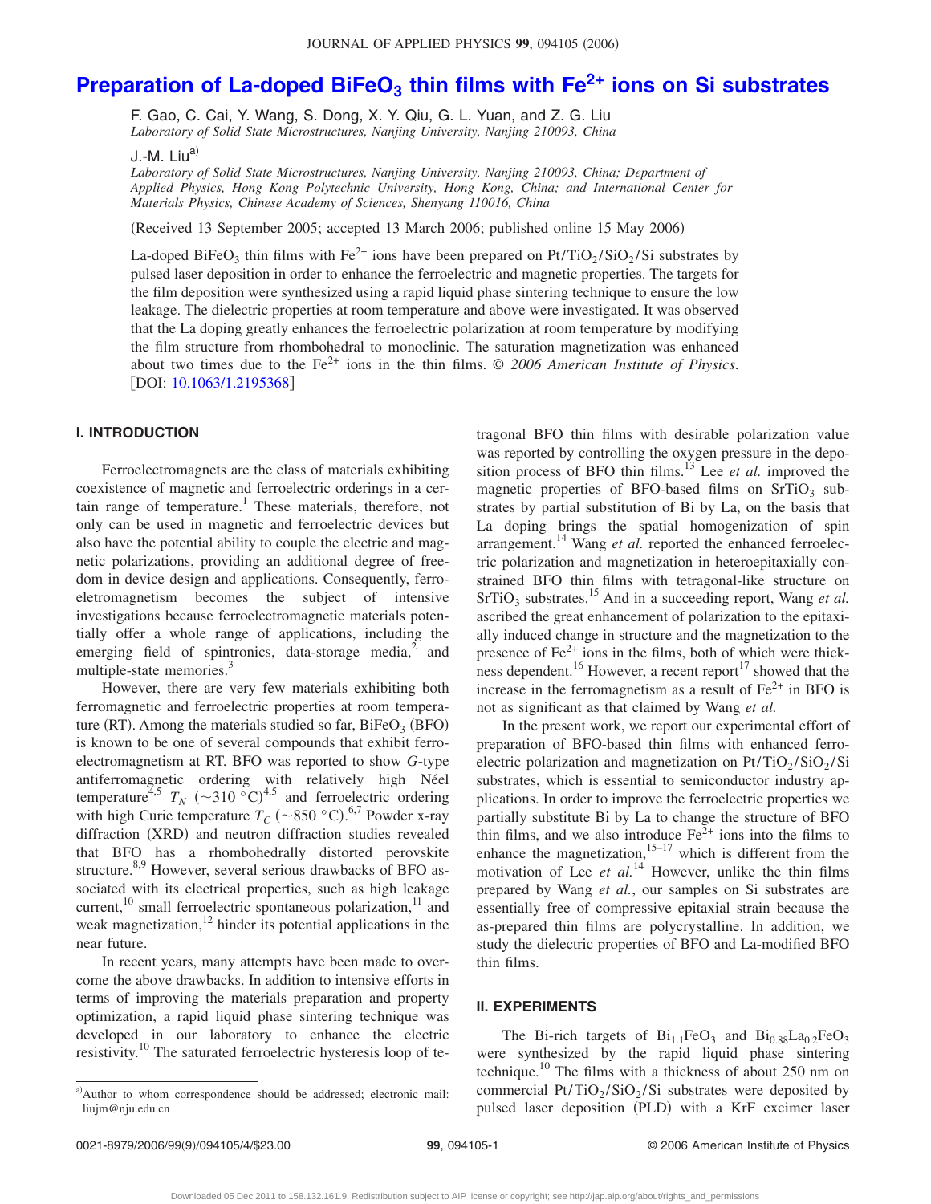# Preparation of La-doped $BiFeO_3$ thin films with $Fe^{2+}$ ions on Si substrates

F. Gao, C. Cai, Y. Wang, S. Dong, X. Y. Qiu, G. L. Yuan, and Z. G. Liu
*Laboratory of Solid State Microstructures, Nanjing University, Nanjing 210093, China*

J.-M. Liu[a)]
*Laboratory of Solid State Microstructures, Nanjing University, Nanjing 210093, China; Department of Applied Physics, Hong Kong Polytechnic University, Hong Kong, China; and International Center for Materials Physics, Chinese Academy of Sciences, Shenyang 110016, China*

(Received 13 September 2005; accepted 13 March 2006; published online 15 May 2006)

La-doped $BiFeO_3$ thin films with $Fe^{2+}$ ions have been prepared on $Pt/TiO_2/SiO_2/Si$ substrates by pulsed laser deposition in order to enhance the ferroelectric and magnetic properties. The targets for the film deposition were synthesized using a rapid liquid phase sintering technique to ensure the low leakage. The dielectric properties at room temperature and above were investigated. It was observed that the La doping greatly enhances the ferroelectric polarization at room temperature by modifying the film structure from rhombohedral to monoclinic. The saturation magnetization was enhanced about two times due to the $Fe^{2+}$ ions in the thin films. *© 2006 American Institute of Physics.* [DOI: 10.1063/1.2195368]

## I. INTRODUCTION

Ferroelectromagnets are the class of materials exhibiting coexistence of magnetic and ferroelectric orderings in a certain range of temperature.[1] These materials, therefore, not only can be used in magnetic and ferroelectric devices but also have the potential ability to couple the electric and magnetic polarizations, providing an additional degree of freedom in device design and applications. Consequently, ferroeletromagnetism becomes the subject of intensive investigations because ferroelectromagnetic materials potentially offer a whole range of applications, including the emerging field of spintronics, data-storage media,[2] and multiple-state memories.[3]

However, there are very few materials exhibiting both ferromagnetic and ferroelectric properties at room temperature (RT). Among the materials studied so far, $BiFeO_3$ (BFO) is known to be one of several compounds that exhibit ferroelectromagnetism at RT. BFO was reported to show *G*-type antiferromagnetic ordering with relatively high Néel temperature[4,5] $T_N$ (~310 °C)[4,5] and ferroelectric ordering with high Curie temperature $T_C$ (~850 °C).[6,7] Powder x-ray diffraction (XRD) and neutron diffraction studies revealed that BFO has a rhombohedrally distorted perovskite structure.[8,9] However, several serious drawbacks of BFO associated with its electrical properties, such as high leakage current,[10] small ferroelectric spontaneous polarization,[11] and weak magnetization,[12] hinder its potential applications in the near future.

In recent years, many attempts have been made to overcome the above drawbacks. In addition to intensive efforts in terms of improving the materials preparation and property optimization, a rapid liquid phase sintering technique was developed in our laboratory to enhance the electric resistivity.[10] The saturated ferroelectric hysteresis loop of tetragonal BFO thin films with desirable polarization value was reported by controlling the oxygen pressure in the deposition process of BFO thin films.[13] Lee *et al.* improved the magnetic properties of BFO-based films on $SrTiO_3$ substrates by partial substitution of Bi by La, on the basis that La doping brings the spatial homogenization of spin arrangement.[14] Wang *et al.* reported the enhanced ferroelectric polarization and magnetization in heteroepitaxially constrained BFO thin films with tetragonal-like structure on $SrTiO_3$ substrates.[15] And in a succeeding report, Wang *et al.* ascribed the great enhancement of polarization to the epitaxially induced change in structure and the magnetization to the presence of $Fe^{2+}$ ions in the films, both of which were thickness dependent.[16] However, a recent report[17] showed that the increase in the ferromagnetism as a result of $Fe^{2+}$ in BFO is not as significant as that claimed by Wang *et al.*

In the present work, we report our experimental effort of preparation of BFO-based thin films with enhanced ferroelectric polarization and magnetization on $Pt/TiO_2/SiO_2/Si$ substrates, which is essential to semiconductor industry applications. In order to improve the ferroelectric properties we partially substitute Bi by La to change the structure of BFO thin films, and we also introduce $Fe^{2+}$ ions into the films to enhance the magnetization,[15–17] which is different from the motivation of Lee *et al.*[14] However, unlike the thin films prepared by Wang *et al.*, our samples on Si substrates are essentially free of compressive epitaxial strain because the as-prepared thin films are polycrystalline. In addition, we study the dielectric properties of BFO and La-modified BFO thin films.

## II. EXPERIMENTS

The Bi-rich targets of $Bi_{1.1}FeO_3$ and $Bi_{0.88}La_{0.2}FeO_3$ were synthesized by the rapid liquid phase sintering technique.[10] The films with a thickness of about 250 nm on commercial $Pt/TiO_2/SiO_2/Si$ substrates were deposited by pulsed laser deposition (PLD) with a KrF excimer laser

[a)]Author to whom correspondence should be addressed; electronic mail: liujm@nju.edu.cn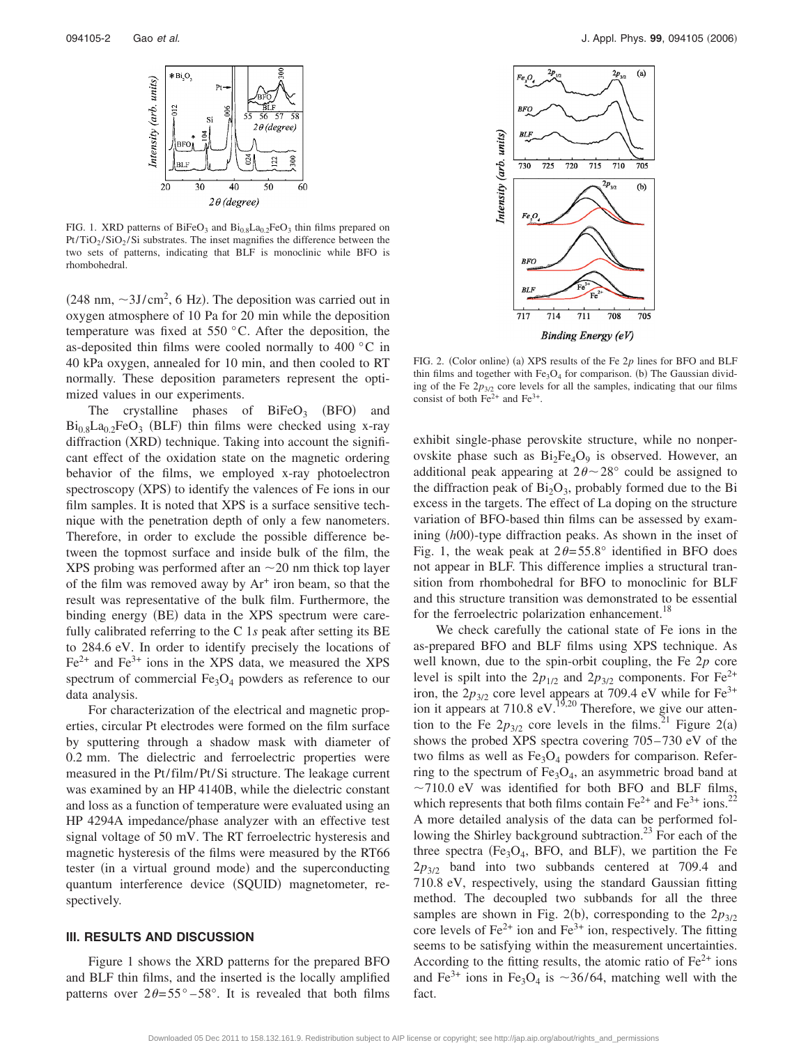FIG. 1. XRD patterns of $BiFeO_3$ and $Bi_{0.8}La_{0.2}FeO_3$ thin films prepared on $Pt/TiO_2/SiO_2/Si$ substrates. The inset magnifies the difference between the two sets of patterns, indicating that BLF is monoclinic while BFO is rhombohedral.

(248 nm, ~3J/cm$^2$, 6 Hz). The deposition was carried out in oxygen atmosphere of 10 Pa for 20 min while the deposition temperature was fixed at 550 °C. After the deposition, the as-deposited thin films were cooled normally to 400 °C in 40 kPa oxygen, annealed for 10 min, and then cooled to RT normally. These deposition parameters represent the optimized values in our experiments.

The crystalline phases of $BiFeO_3$ (BFO) and $Bi_{0.8}La_{0.2}FeO_3$ (BLF) thin films were checked using x-ray diffraction (XRD) technique. Taking into account the significant effect of the oxidation state on the magnetic ordering behavior of the films, we employed x-ray photoelectron spectroscopy (XPS) to identify the valences of Fe ions in our film samples. It is noted that XPS is a surface sensitive technique with the penetration depth of only a few nanometers. Therefore, in order to exclude the possible difference between the topmost surface and inside bulk of the film, the XPS probing was performed after an ~20 nm thick top layer of the film was removed away by $Ar^+$ iron beam, so that the result was representative of the bulk film. Furthermore, the binding energy (BE) data in the XPS spectrum were carefully calibrated referring to the C 1*s* peak after setting its BE to 284.6 eV. In order to identify precisely the locations of $Fe^{2+}$ and $Fe^{3+}$ ions in the XPS data, we measured the XPS spectrum of commercial $Fe_3O_4$ powders as reference to our data analysis.

For characterization of the electrical and magnetic properties, circular Pt electrodes were formed on the film surface by sputtering through a shadow mask with diameter of 0.2 mm. The dielectric and ferroelectric properties were measured in the Pt/film/Pt/Si structure. The leakage current was examined by an HP 4140B, while the dielectric constant and loss as a function of temperature were evaluated using an HP 4294A impedance/phase analyzer with an effective test signal voltage of 50 mV. The RT ferroelectric hysteresis and magnetic hysteresis of the films were measured by the RT66 tester (in a virtual ground mode) and the superconducting quantum interference device (SQUID) magnetometer, respectively.

## III. RESULTS AND DISCUSSION

Figure 1 shows the XRD patterns for the prepared BFO and BLF thin films, and the inserted is the locally amplified patterns over $2\theta = 55° - 58°$. It is revealed that both films exhibit single-phase perovskite structure, while no nonperovskite phase such as $Bi_2Fe_4O_9$ is observed. However, an additional peak appearing at $2\theta \sim 28°$ could be assigned to the diffraction peak of $Bi_2O_3$, probably formed due to the Bi excess in the targets. The effect of La doping on the structure variation of BFO-based thin films can be assessed by examining ($h$00)-type diffraction peaks. As shown in the inset of Fig. 1, the weak peak at $2\theta = 55.8°$ identified in BFO does not appear in BLF. This difference implies a structural transition from rhombohedral for BFO to monoclinic for BLF and this structure transition was demonstrated to be essential for the ferroelectric polarization enhancement.[18]

FIG. 2. (Color online) (a) XPS results of the Fe 2*p* lines for BFO and BLF thin films and together with $Fe_3O_4$ for comparison. (b) The Gaussian dividing of the Fe $2p_{3/2}$ core levels for all the samples, indicating that our films consist of both $Fe^{2+}$ and $Fe^{3+}$.

We check carefully the cational state of Fe ions in the as-prepared BFO and BLF films using XPS technique. As well known, due to the spin-orbit coupling, the Fe 2*p* core level is spilt into the $2p_{1/2}$ and $2p_{3/2}$ components. For $Fe^{2+}$ iron, the $2p_{3/2}$ core level appears at 709.4 eV while for $Fe^{3+}$ ion it appears at 710.8 eV.[19,20] Therefore, we give our attention to the Fe $2p_{3/2}$ core levels in the films.[21] Figure 2(a) shows the probed XPS spectra covering 705–730 eV of the two films as well as $Fe_3O_4$ powders for comparison. Referring to the spectrum of $Fe_3O_4$, an asymmetric broad band at ~710.0 eV was identified for both BFO and BLF films, which represents that both films contain $Fe^{2+}$ and $Fe^{3+}$ ions.[22] A more detailed analysis of the data can be performed following the Shirley background subtraction.[23] For each of the three spectra ($Fe_3O_4$, BFO, and BLF), we partition the Fe $2p_{3/2}$ band into two subbands centered at 709.4 and 710.8 eV, respectively, using the standard Gaussian fitting method. The decoupled two subbands for all the three samples are shown in Fig. 2(b), corresponding to the $2p_{3/2}$ core levels of $Fe^{2+}$ ion and $Fe^{3+}$ ion, respectively. The fitting seems to be satisfying within the measurement uncertainties. According to the fitting results, the atomic ratio of $Fe^{2+}$ ions and $Fe^{3+}$ ions in $Fe_3O_4$ is ~36/64, matching well with the fact.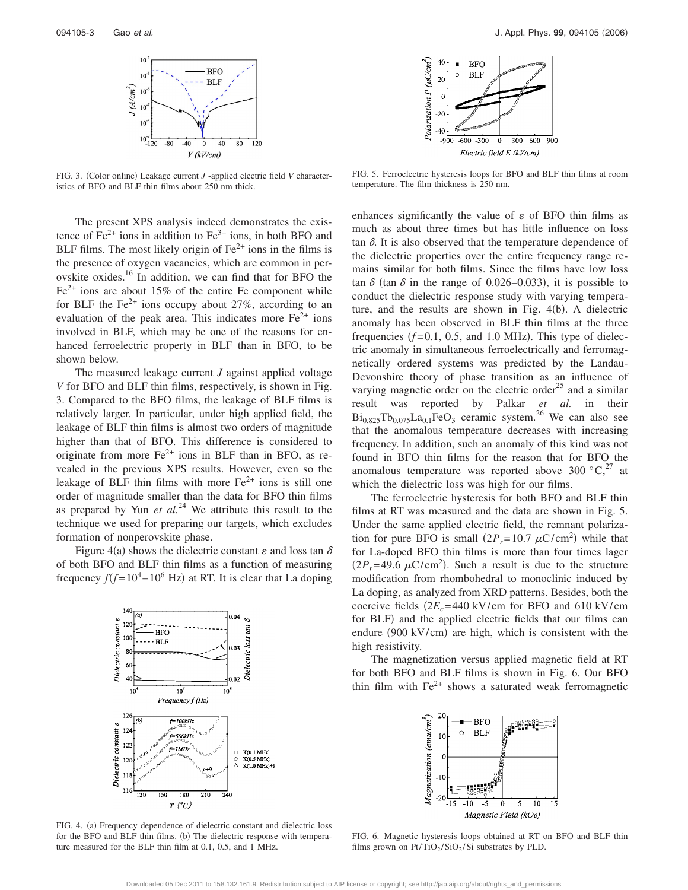FIG. 3. (Color online) Leakage current $J$ -applied electric field $V$ characteristics of BFO and BLF thin films about 250 nm thick.

The present XPS analysis indeed demonstrates the existence of $Fe^{2+}$ ions in addition to $Fe^{3+}$ ions, in both BFO and BLF films. The most likely origin of $Fe^{2+}$ ions in the films is the presence of oxygen vacancies, which are common in perovskite oxides.[16] In addition, we can find that for BFO the $Fe^{2+}$ ions are about 15% of the entire Fe component while for BLF the $Fe^{2+}$ ions occupy about 27%, according to an evaluation of the peak area. This indicates more $Fe^{2+}$ ions involved in BLF, which may be one of the reasons for enhanced ferroelectric property in BLF than in BFO, to be shown below.

The measured leakage current $J$ against applied voltage $V$ for BFO and BLF thin films, respectively, is shown in Fig. 3. Compared to the BFO films, the leakage of BLF films is relatively larger. In particular, under high applied field, the leakage of BLF thin films is almost two orders of magnitude higher than that of BFO. This difference is considered to originate from more $Fe^{2+}$ ions in BLF than in BFO, as revealed in the previous XPS results. However, even so the leakage of BLF thin films with more $Fe^{2+}$ ions is still one order of magnitude smaller than the data for BFO thin films as prepared by Yun *et al.*[24] We attribute this result to the technique we used for preparing our targets, which excludes formation of nonperovskite phase.

Figure 4(a) shows the dielectric constant $\varepsilon$ and loss $\tan \delta$ of both BFO and BLF thin films as a function of measuring frequency $f$($f=10^4$–$10^6$ Hz) at RT. It is clear that La doping enhances significantly the value of $\varepsilon$ of BFO thin films as much as about three times but has little influence on loss $\tan \delta$. It is also observed that the temperature dependence of the dielectric properties over the entire frequency range remains similar for both films. Since the films have low loss $\tan \delta$ ($\tan \delta$ in the range of 0.026–0.033), it is possible to conduct the dielectric response study with varying temperature, and the results are shown in Fig. 4(b). A dielectric anomaly has been observed in BLF thin films at the three frequencies ($f=0.1$, 0.5, and 1.0 MHz). This type of dielectric anomaly in simultaneous ferroelectrically and ferromagnetically ordered systems was predicted by the Landau-Devonshire theory of phase transition as an influence of varying magnetic order on the electric order[25] and a similar result was reported by Palkar *et al.* in their $Bi_{0.825}Tb_{0.075}La_{0.1}FeO_3$ ceramic system.[26] We can also see that the anomalous temperature decreases with increasing frequency. In addition, such an anomaly of this kind was not found in BFO thin films for the reason that for BFO the anomalous temperature was reported above 300 °C,[27] at which the dielectric loss was high for our films.

FIG. 4. (a) Frequency dependence of dielectric constant and dielectric loss for the BFO and BLF thin films. (b) The dielectric response with temperature measured for the BLF thin film at 0.1, 0.5, and 1 MHz.

FIG. 5. Ferroelectric hysteresis loops for BFO and BLF thin films at room temperature. The film thickness is 250 nm.

The ferroelectric hysteresis for both BFO and BLF thin films at RT was measured and the data are shown in Fig. 5. Under the same applied electric field, the remnant polarization for pure BFO is small ($2P_r=10.7\ \mu C/cm^2$) while that for La-doped BFO thin films is more than four times lager ($2P_r=49.6\ \mu C/cm^2$). Such a result is due to the structure modification from rhombohedral to monoclinic induced by La doping, as analyzed from XRD patterns. Besides, both the coercive fields ($2E_c=440$ kV/cm for BFO and 610 kV/cm for BLF) and the applied electric fields that our films can endure (900 kV/cm) are high, which is consistent with the high resistivity.

The magnetization versus applied magnetic field at RT for both BFO and BLF films is shown in Fig. 6. Our BFO thin film with $Fe^{2+}$ shows a saturated weak ferromagnetic

FIG. 6. Magnetic hysteresis loops obtained at RT on BFO and BLF thin films grown on $Pt/TiO_2/SiO_2/Si$ substrates by PLD.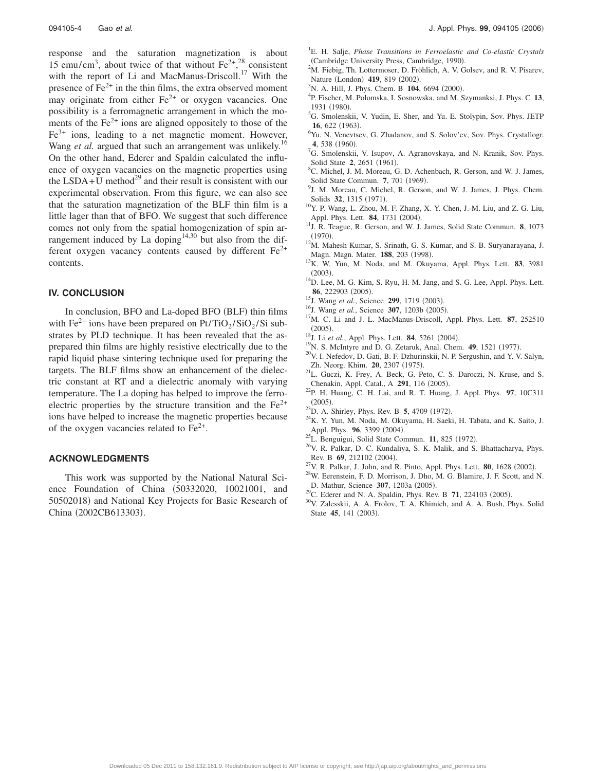response and the saturation magnetization is about 15 emu/cm$^3$, about twice of that without $Fe^{2+}$,[28] consistent with the report of Li and MacManus-Driscoll.[17] With the presence of $Fe^{2+}$ in the thin films, the extra observed moment may originate from either $Fe^{2+}$ or oxygen vacancies. One possibility is a ferromagnetic arrangement in which the moments of the $Fe^{2+}$ ions are aligned oppositely to those of the $Fe^{3+}$ ions, leading to a net magnetic moment. However, Wang *et al.* argued that such an arrangement was unlikely.[16] On the other hand, Ederer and Spaldin calculated the influence of oxygen vacancies on the magnetic properties using the LSDA+U method[29] and their result is consistent with our experimental observation. From this figure, we can also see that the saturation magnetization of the BLF thin film is a little lager than that of BFO. We suggest that such difference comes not only from the spatial homogenization of spin arrangement induced by La doping[14,30] but also from the different oxygen vacancy contents caused by different $Fe^{2+}$ contents.

## IV. CONCLUSION

In conclusion, BFO and La-doped BFO (BLF) thin films with $Fe^{2+}$ ions have been prepared on $Pt/TiO_2/SiO_2/Si$ substrates by PLD technique. It has been revealed that the as-prepared thin films are highly resistive electrically due to the rapid liquid phase sintering technique used for preparing the targets. The BLF films show an enhancement of the dielectric constant at RT and a dielectric anomaly with varying temperature. The La doping has helped to improve the ferroelectric properties by the structure transition and the $Fe^{2+}$ ions have helped to increase the magnetic properties because of the oxygen vacancies related to $Fe^{2+}$.

## ACKNOWLEDGMENTS

This work was supported by the National Natural Science Foundation of China (50332020, 10021001, and 50502018) and National Key Projects for Basic Research of China (2002CB613303).

[1] E. H. Salje, *Phase Transitions in Ferroelastic and Co-elastic Crystals* (Cambridge University Press, Cambridge, 1990).
[2] M. Fiebig, Th. Lottermoser, D. Fröhlich, A. V. Golsev, and R. V. Pisarev, Nature (London) **419**, 819 (2002).
[3] N. A. Hill, J. Phys. Chem. B **104**, 6694 (2000).
[4] P. Fischer, M. Polomska, I. Sosnowska, and M. Szymanksi, J. Phys. C **13**, 1931 (1980).
[5] G. Smolenskii, V. Yudin, E. Sher, and Yu. E. Stolypin, Sov. Phys. JETP **16**, 622 (1963).
[6] Yu. N. Venevtsev, G. Zhadanov, and S. Solov'ev, Sov. Phys. Crystallogr. **4**, 538 (1960).
[7] G. Smolenskii, V. Isupov, A. Agranovskaya, and N. Kranik, Sov. Phys. Solid State **2**, 2651 (1961).
[8] C. Michel, J. M. Moreau, G. D. Achenbach, R. Gerson, and W. J. James, Solid State Commun. **7**, 701 (1969).
[9] J. M. Moreau, C. Michel, R. Gerson, and W. J. James, J. Phys. Chem. Solids **32**, 1315 (1971).
[10] Y. P. Wang, L. Zhou, M. F. Zhang, X. Y. Chen, J.-M. Liu, and Z. G. Liu, Appl. Phys. Lett. **84**, 1731 (2004).
[11] J. R. Teague, R. Gerson, and W. J. James, Solid State Commun. **8**, 1073 (1970).
[12] M. Mahesh Kumar, S. Srinath, G. S. Kumar, and S. B. Suryanarayana, J. Magn. Magn. Mater. **188**, 203 (1998).
[13] K. W. Yun, M. Noda, and M. Okuyama, Appl. Phys. Lett. **83**, 3981 (2003).
[14] D. Lee, M. G. Kim, S. Ryu, H. M. Jang, and S. G. Lee, Appl. Phys. Lett. **86**, 222903 (2005).
[15] J. Wang *et al.*, Science **299**, 1719 (2003).
[16] J. Wang *et al.*, Science **307**, 1203b (2005).
[17] M. C. Li and J. L. MacManus-Driscoll, Appl. Phys. Lett. **87**, 252510 (2005).
[18] J. Li *et al.*, Appl. Phys. Lett. **84**, 5261 (2004).
[19] N. S. McIntyre and D. G. Zetaruk, Anal. Chem. **49**, 1521 (1977).
[20] V. I. Nefedov, D. Gati, B. F. Dzhurinskii, N. P. Sergushin, and Y. V. Salyn, Zh. Neorg. Khim. **20**, 2307 (1975).
[21] L. Guczi, K. Frey, A. Beck, G. Peto, C. S. Daroczi, N. Kruse, and S. Chenakin, Appl. Catal., A **291**, 116 (2005).
[22] P. H. Huang, C. H. Lai, and R. T. Huang, J. Appl. Phys. **97**, 10C311 (2005).
[23] D. A. Shirley, Phys. Rev. B **5**, 4709 (1972).
[24] K. Y. Yun, M. Noda, M. Okuyama, H. Saeki, H. Tabata, and K. Saito, J. Appl. Phys. **96**, 3399 (2004).
[25] L. Benguigui, Solid State Commun. **11**, 825 (1972).
[26] V. R. Palkar, D. C. Kundaliya, S. K. Malik, and S. Bhattacharya, Phys. Rev. B **69**, 212102 (2004).
[27] V. R. Palkar, J. John, and R. Pinto, Appl. Phys. Lett. **80**, 1628 (2002).
[28] W. Eerenstein, F. D. Morrison, J. Dho, M. G. Blamire, J. F. Scott, and N. D. Mathur, Science **307**, 1203a (2005).
[29] C. Ederer and N. A. Spaldin, Phys. Rev. B **71**, 224103 (2005).
[30] V. Zalesskii, A. A. Frolov, T. A. Khimich, and A. A. Bush, Phys. Solid State **45**, 141 (2003).